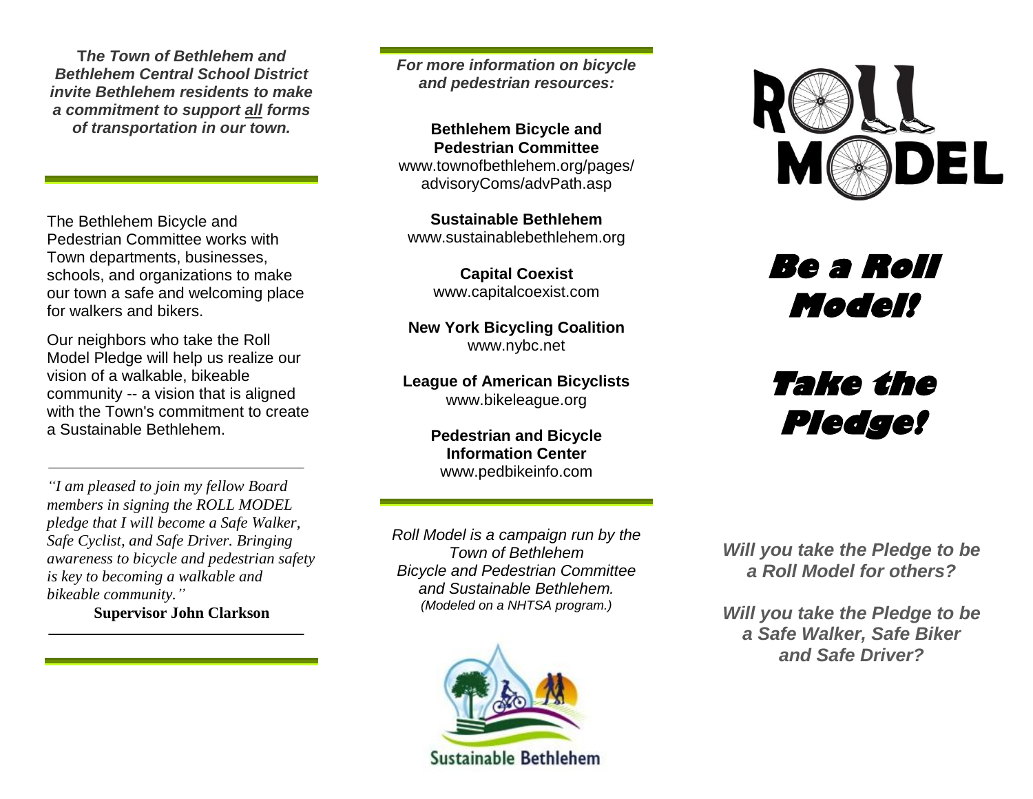***The Town of Bethlehem and Bethlehem Central School District invite Bethlehem residents to make a commitment to support <u>all</u> forms of transportation in our town.***

The Bethlehem Bicycle and Pedestrian Committee works with Town departments, businesses, schools, and organizations to make our town a safe and welcoming place for walkers and bikers.

Our neighbors who take the Roll Model Pledge will help us realize our vision of a walkable, bikeable community -- a vision that is aligned with the Town's commitment to create a Sustainable Bethlehem.

*"I am pleased to join my fellow Board members in signing the ROLL MODEL pledge that I will become a Safe Walker, Safe Cyclist, and Safe Driver. Bringing awareness to bicycle and pedestrian safety is key to becoming a walkable and bikeable community."*

**Supervisor John Clarkson**

***For more information on bicycle and pedestrian resources:***

**Bethlehem Bicycle and Pedestrian Committee**
www.townofbethlehem.org/pages/advisoryComs/advPath.asp

**Sustainable Bethlehem**
www.sustainablebethlehem.org

**Capital Coexist**
www.capitalcoexist.com

**New York Bicycling Coalition**
www.nybc.net

**League of American Bicyclists**
www.bikeleague.org

**Pedestrian and Bicycle Information Center**
www.pedbikeinfo.com

*Roll Model is a campaign run by the Town of Bethlehem Bicycle and Pedestrian Committee and Sustainable Bethlehem.*
*(Modeled on a NHTSA program.)*

Sustainable Bethlehem

# ROLL MODEL

# Be a Roll Model!

# Take the Pledge!

***Will you take the Pledge to be a Roll Model for others?***

***Will you take the Pledge to be a Safe Walker, Safe Biker and Safe Driver?***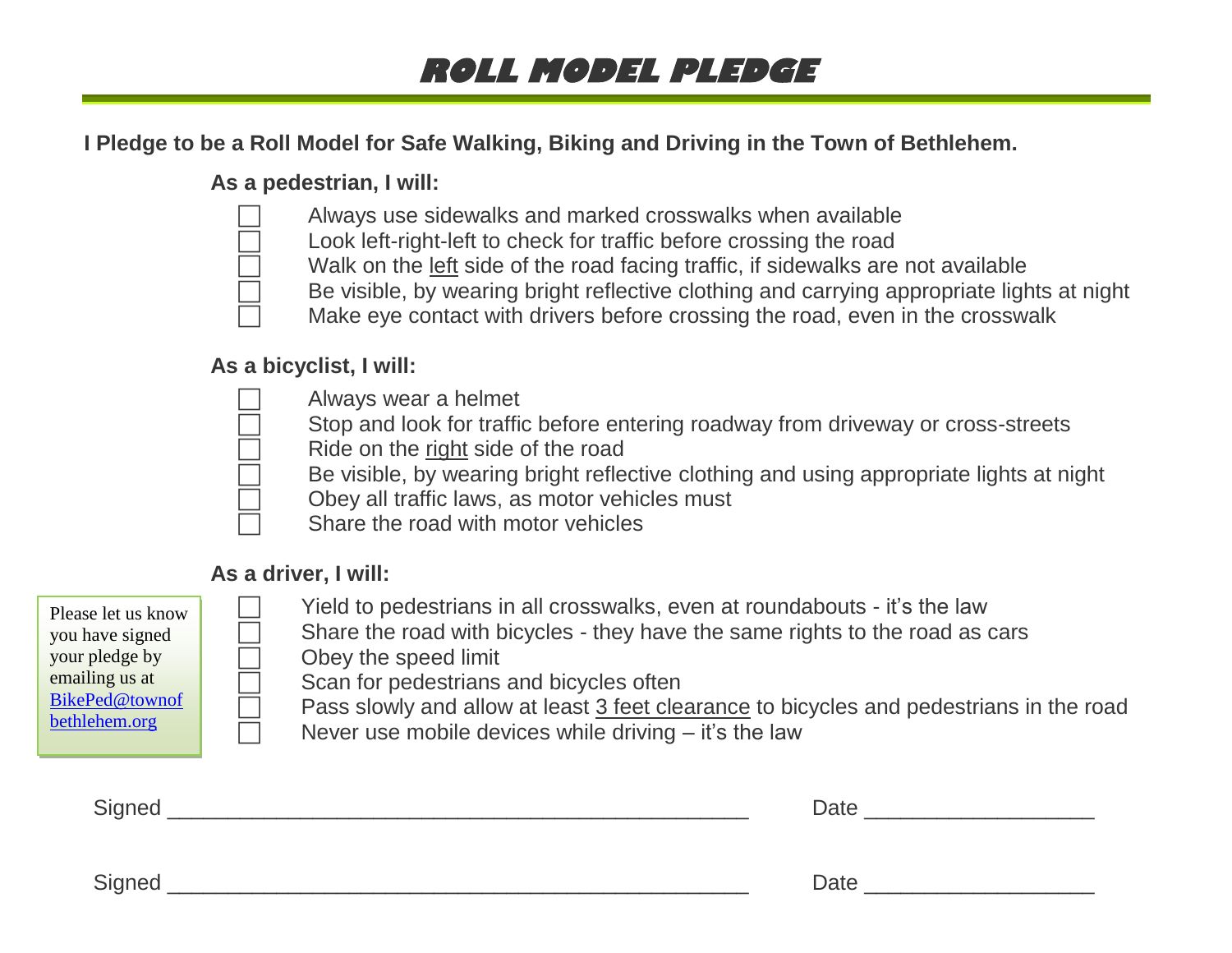# ROLL MODEL PLEDGE

**I Pledge to be a Roll Model for Safe Walking, Biking and Driving in the Town of Bethlehem.**

**As a pedestrian, I will:**

- ☐ Always use sidewalks and marked crosswalks when available
- ☐ Look left-right-left to check for traffic before crossing the road
- ☐ Walk on the <u>left</u> side of the road facing traffic, if sidewalks are not available
- ☐ Be visible, by wearing bright reflective clothing and carrying appropriate lights at night
- ☐ Make eye contact with drivers before crossing the road, even in the crosswalk

**As a bicyclist, I will:**

- ☐ Always wear a helmet
- ☐ Stop and look for traffic before entering roadway from driveway or cross-streets
- ☐ Ride on the <u>right</u> side of the road
- ☐ Be visible, by wearing bright reflective clothing and using appropriate lights at night
- ☐ Obey all traffic laws, as motor vehicles must
- ☐ Share the road with motor vehicles

**As a driver, I will:**

- ☐ Yield to pedestrians in all crosswalks, even at roundabouts - it's the law
- ☐ Share the road with bicycles - they have the same rights to the road as cars
- ☐ Obey the speed limit
- ☐ Scan for pedestrians and bicycles often
- ☐ Pass slowly and allow at least <u>3 feet clearance</u> to bicycles and pedestrians in the road
- ☐ Never use mobile devices while driving – it's the law

Please let us know you have signed your pledge by emailing us at BikePed@townofbethlehem.org

Signed ______________________________________________ Date __________________

Signed ______________________________________________ Date __________________